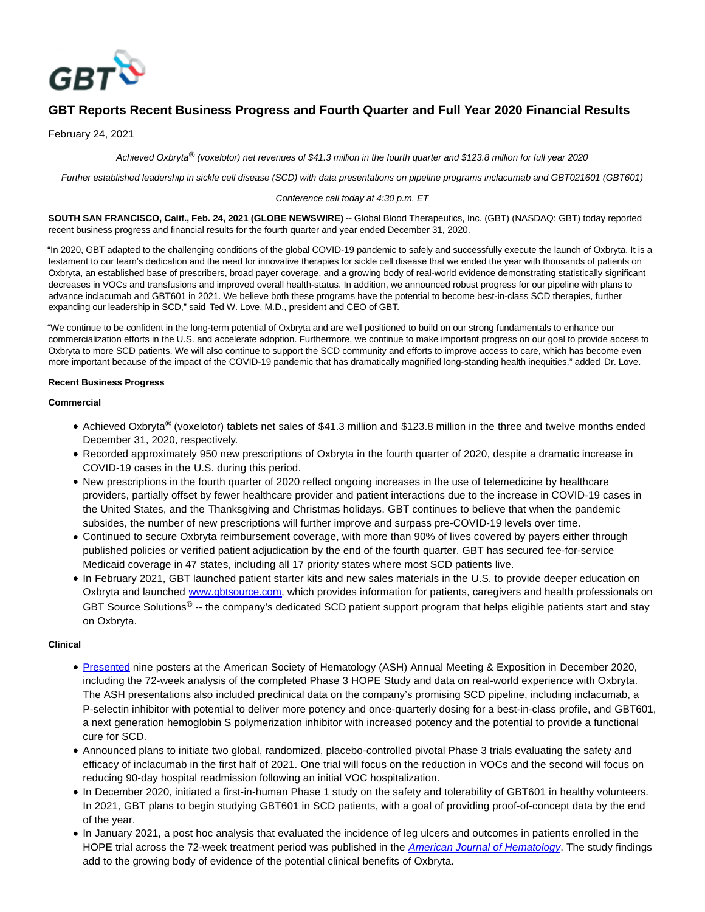# GBT Reports Recent Business Progress and Fourth Quarter and Full Year 2020 Financial Results

February 24, 2021

*Achieved Oxbryta® (voxelotor) net revenues of $41.3 million in the fourth quarter and $123.8 million for full year 2020*

*Further established leadership in sickle cell disease (SCD) with data presentations on pipeline programs inclacumab and GBT021601 (GBT601)*

*Conference call today at 4:30 p.m. ET*

**SOUTH SAN FRANCISCO, Calif., Feb. 24, 2021 (GLOBE NEWSWIRE) --** Global Blood Therapeutics, Inc. (GBT) (NASDAQ: GBT) today reported recent business progress and financial results for the fourth quarter and year ended December 31, 2020.

"In 2020, GBT adapted to the challenging conditions of the global COVID-19 pandemic to safely and successfully execute the launch of Oxbryta. It is a testament to our team's dedication and the need for innovative therapies for sickle cell disease that we ended the year with thousands of patients on Oxbryta, an established base of prescribers, broad payer coverage, and a growing body of real-world evidence demonstrating statistically significant decreases in VOCs and transfusions and improved overall health-status. In addition, we announced robust progress for our pipeline with plans to advance inclacumab and GBT601 in 2021. We believe both these programs have the potential to become best-in-class SCD therapies, further expanding our leadership in SCD," said Ted W. Love, M.D., president and CEO of GBT.

"We continue to be confident in the long-term potential of Oxbryta and are well positioned to build on our strong fundamentals to enhance our commercialization efforts in the U.S. and accelerate adoption. Furthermore, we continue to make important progress on our goal to provide access to Oxbryta to more SCD patients. We will also continue to support the SCD community and efforts to improve access to care, which has become even more important because of the impact of the COVID-19 pandemic that has dramatically magnified long-standing health inequities," added Dr. Love.

**Recent Business Progress**

**Commercial**

- Achieved Oxbryta® (voxelotor) tablets net sales of $41.3 million and $123.8 million in the three and twelve months ended December 31, 2020, respectively.
- Recorded approximately 950 new prescriptions of Oxbryta in the fourth quarter of 2020, despite a dramatic increase in COVID-19 cases in the U.S. during this period.
- New prescriptions in the fourth quarter of 2020 reflect ongoing increases in the use of telemedicine by healthcare providers, partially offset by fewer healthcare provider and patient interactions due to the increase in COVID-19 cases in the United States, and the Thanksgiving and Christmas holidays. GBT continues to believe that when the pandemic subsides, the number of new prescriptions will further improve and surpass pre-COVID-19 levels over time.
- Continued to secure Oxbryta reimbursement coverage, with more than 90% of lives covered by payers either through published policies or verified patient adjudication by the end of the fourth quarter. GBT has secured fee-for-service Medicaid coverage in 47 states, including all 17 priority states where most SCD patients live.
- In February 2021, GBT launched patient starter kits and new sales materials in the U.S. to provide deeper education on Oxbryta and launched www.gbtsource.com, which provides information for patients, caregivers and health professionals on GBT Source Solutions® -- the company's dedicated SCD patient support program that helps eligible patients start and stay on Oxbryta.

**Clinical**

- Presented nine posters at the American Society of Hematology (ASH) Annual Meeting & Exposition in December 2020, including the 72-week analysis of the completed Phase 3 HOPE Study and data on real-world experience with Oxbryta. The ASH presentations also included preclinical data on the company's promising SCD pipeline, including inclacumab, a P-selectin inhibitor with potential to deliver more potency and once-quarterly dosing for a best-in-class profile, and GBT601, a next generation hemoglobin S polymerization inhibitor with increased potency and the potential to provide a functional cure for SCD.
- Announced plans to initiate two global, randomized, placebo-controlled pivotal Phase 3 trials evaluating the safety and efficacy of inclacumab in the first half of 2021. One trial will focus on the reduction in VOCs and the second will focus on reducing 90-day hospital readmission following an initial VOC hospitalization.
- In December 2020, initiated a first-in-human Phase 1 study on the safety and tolerability of GBT601 in healthy volunteers. In 2021, GBT plans to begin studying GBT601 in SCD patients, with a goal of providing proof-of-concept data by the end of the year.
- In January 2021, a post hoc analysis that evaluated the incidence of leg ulcers and outcomes in patients enrolled in the HOPE trial across the 72-week treatment period was published in the *American Journal of Hematology*. The study findings add to the growing body of evidence of the potential clinical benefits of Oxbryta.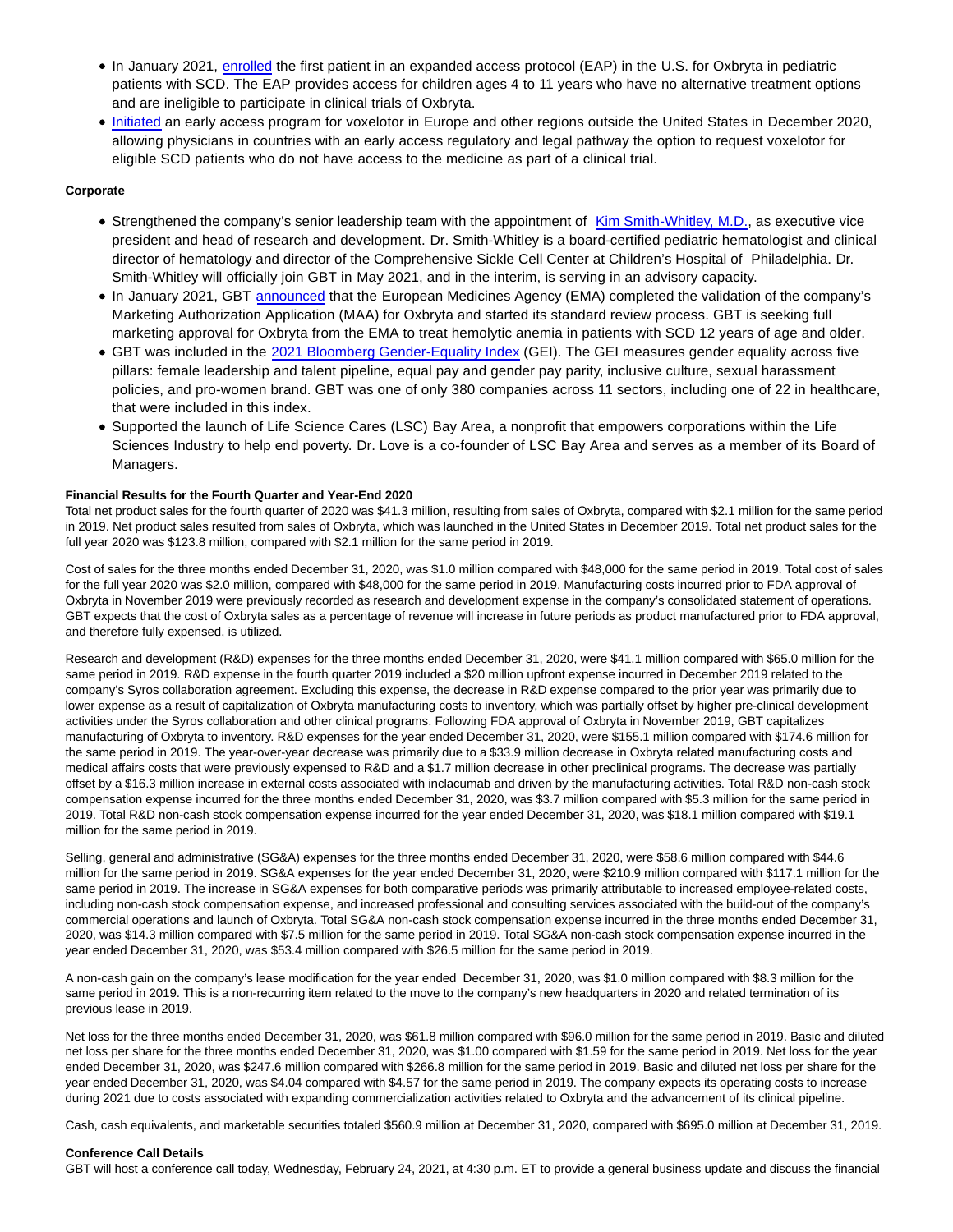- In January 2021, enrolled the first patient in an expanded access protocol (EAP) in the U.S. for Oxbryta in pediatric patients with SCD. The EAP provides access for children ages 4 to 11 years who have no alternative treatment options and are ineligible to participate in clinical trials of Oxbryta.
- Initiated an early access program for voxelotor in Europe and other regions outside the United States in December 2020, allowing physicians in countries with an early access regulatory and legal pathway the option to request voxelotor for eligible SCD patients who do not have access to the medicine as part of a clinical trial.

**Corporate**

- Strengthened the company's senior leadership team with the appointment of Kim Smith-Whitley, M.D., as executive vice president and head of research and development. Dr. Smith-Whitley is a board-certified pediatric hematologist and clinical director of hematology and director of the Comprehensive Sickle Cell Center at Children's Hospital of Philadelphia. Dr. Smith-Whitley will officially join GBT in May 2021, and in the interim, is serving in an advisory capacity.
- In January 2021, GBT announced that the European Medicines Agency (EMA) completed the validation of the company's Marketing Authorization Application (MAA) for Oxbryta and started its standard review process. GBT is seeking full marketing approval for Oxbryta from the EMA to treat hemolytic anemia in patients with SCD 12 years of age and older.
- GBT was included in the 2021 Bloomberg Gender-Equality Index (GEI). The GEI measures gender equality across five pillars: female leadership and talent pipeline, equal pay and gender pay parity, inclusive culture, sexual harassment policies, and pro-women brand. GBT was one of only 380 companies across 11 sectors, including one of 22 in healthcare, that were included in this index.
- Supported the launch of Life Science Cares (LSC) Bay Area, a nonprofit that empowers corporations within the Life Sciences Industry to help end poverty. Dr. Love is a co-founder of LSC Bay Area and serves as a member of its Board of Managers.

**Financial Results for the Fourth Quarter and Year-End 2020**

Total net product sales for the fourth quarter of 2020 was $41.3 million, resulting from sales of Oxbryta, compared with $2.1 million for the same period in 2019. Net product sales resulted from sales of Oxbryta, which was launched in the United States in December 2019. Total net product sales for the full year 2020 was $123.8 million, compared with $2.1 million for the same period in 2019.

Cost of sales for the three months ended December 31, 2020, was $1.0 million compared with $48,000 for the same period in 2019. Total cost of sales for the full year 2020 was $2.0 million, compared with $48,000 for the same period in 2019. Manufacturing costs incurred prior to FDA approval of Oxbryta in November 2019 were previously recorded as research and development expense in the company's consolidated statement of operations. GBT expects that the cost of Oxbryta sales as a percentage of revenue will increase in future periods as product manufactured prior to FDA approval, and therefore fully expensed, is utilized.

Research and development (R&D) expenses for the three months ended December 31, 2020, were $41.1 million compared with $65.0 million for the same period in 2019. R&D expense in the fourth quarter 2019 included a $20 million upfront expense incurred in December 2019 related to the company's Syros collaboration agreement. Excluding this expense, the decrease in R&D expense compared to the prior year was primarily due to lower expense as a result of capitalization of Oxbryta manufacturing costs to inventory, which was partially offset by higher pre-clinical development activities under the Syros collaboration and other clinical programs. Following FDA approval of Oxbryta in November 2019, GBT capitalizes manufacturing of Oxbryta to inventory. R&D expenses for the year ended December 31, 2020, were $155.1 million compared with $174.6 million for the same period in 2019. The year-over-year decrease was primarily due to a $33.9 million decrease in Oxbryta related manufacturing costs and medical affairs costs that were previously expensed to R&D and a $1.7 million decrease in other preclinical programs. The decrease was partially offset by a $16.3 million increase in external costs associated with inclacumab and driven by the manufacturing activities. Total R&D non-cash stock compensation expense incurred for the three months ended December 31, 2020, was $3.7 million compared with $5.3 million for the same period in 2019. Total R&D non-cash stock compensation expense incurred for the year ended December 31, 2020, was $18.1 million compared with $19.1 million for the same period in 2019.

Selling, general and administrative (SG&A) expenses for the three months ended December 31, 2020, were $58.6 million compared with $44.6 million for the same period in 2019. SG&A expenses for the year ended December 31, 2020, were $210.9 million compared with $117.1 million for the same period in 2019. The increase in SG&A expenses for both comparative periods was primarily attributable to increased employee-related costs, including non-cash stock compensation expense, and increased professional and consulting services associated with the build-out of the company's commercial operations and launch of Oxbryta. Total SG&A non-cash stock compensation expense incurred in the three months ended December 31, 2020, was $14.3 million compared with $7.5 million for the same period in 2019. Total SG&A non-cash stock compensation expense incurred in the year ended December 31, 2020, was $53.4 million compared with $26.5 million for the same period in 2019.

A non-cash gain on the company's lease modification for the year ended December 31, 2020, was $1.0 million compared with $8.3 million for the same period in 2019. This is a non-recurring item related to the move to the company's new headquarters in 2020 and related termination of its previous lease in 2019.

Net loss for the three months ended December 31, 2020, was $61.8 million compared with $96.0 million for the same period in 2019. Basic and diluted net loss per share for the three months ended December 31, 2020, was $1.00 compared with $1.59 for the same period in 2019. Net loss for the year ended December 31, 2020, was $247.6 million compared with $266.8 million for the same period in 2019. Basic and diluted net loss per share for the year ended December 31, 2020, was $4.04 compared with $4.57 for the same period in 2019. The company expects its operating costs to increase during 2021 due to costs associated with expanding commercialization activities related to Oxbryta and the advancement of its clinical pipeline.

Cash, cash equivalents, and marketable securities totaled $560.9 million at December 31, 2020, compared with $695.0 million at December 31, 2019.

**Conference Call Details**

GBT will host a conference call today, Wednesday, February 24, 2021, at 4:30 p.m. ET to provide a general business update and discuss the financial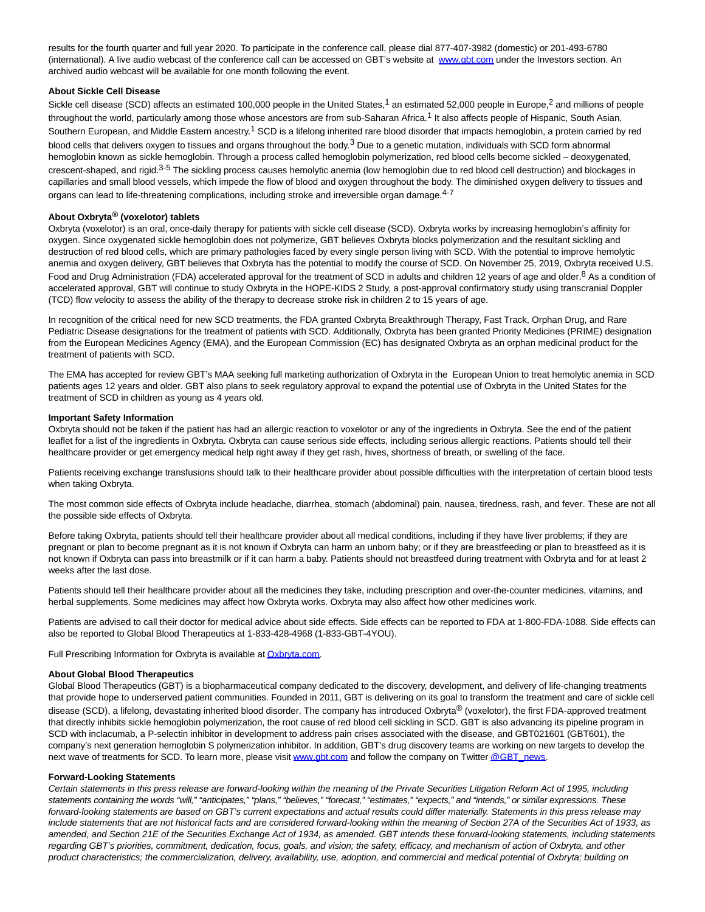results for the fourth quarter and full year 2020. To participate in the conference call, please dial 877-407-3982 (domestic) or 201-493-6780 (international). A live audio webcast of the conference call can be accessed on GBT's website at www.gbt.com under the Investors section. An archived audio webcast will be available for one month following the event.

**About Sickle Cell Disease**

Sickle cell disease (SCD) affects an estimated 100,000 people in the United States,[1] an estimated 52,000 people in Europe,[2] and millions of people throughout the world, particularly among those whose ancestors are from sub-Saharan Africa.[1] It also affects people of Hispanic, South Asian, Southern European, and Middle Eastern ancestry.[1] SCD is a lifelong inherited rare blood disorder that impacts hemoglobin, a protein carried by red blood cells that delivers oxygen to tissues and organs throughout the body.[3] Due to a genetic mutation, individuals with SCD form abnormal hemoglobin known as sickle hemoglobin. Through a process called hemoglobin polymerization, red blood cells become sickled – deoxygenated, crescent-shaped, and rigid.[3-5] The sickling process causes hemolytic anemia (low hemoglobin due to red blood cell destruction) and blockages in capillaries and small blood vessels, which impede the flow of blood and oxygen throughout the body. The diminished oxygen delivery to tissues and organs can lead to life-threatening complications, including stroke and irreversible organ damage.[4-7]

**About Oxbryta® (voxelotor) tablets**

Oxbryta (voxelotor) is an oral, once-daily therapy for patients with sickle cell disease (SCD). Oxbryta works by increasing hemoglobin's affinity for oxygen. Since oxygenated sickle hemoglobin does not polymerize, GBT believes Oxbryta blocks polymerization and the resultant sickling and destruction of red blood cells, which are primary pathologies faced by every single person living with SCD. With the potential to improve hemolytic anemia and oxygen delivery, GBT believes that Oxbryta has the potential to modify the course of SCD. On November 25, 2019, Oxbryta received U.S. Food and Drug Administration (FDA) accelerated approval for the treatment of SCD in adults and children 12 years of age and older.[8] As a condition of accelerated approval, GBT will continue to study Oxbryta in the HOPE-KIDS 2 Study, a post-approval confirmatory study using transcranial Doppler (TCD) flow velocity to assess the ability of the therapy to decrease stroke risk in children 2 to 15 years of age.

In recognition of the critical need for new SCD treatments, the FDA granted Oxbryta Breakthrough Therapy, Fast Track, Orphan Drug, and Rare Pediatric Disease designations for the treatment of patients with SCD. Additionally, Oxbryta has been granted Priority Medicines (PRIME) designation from the European Medicines Agency (EMA), and the European Commission (EC) has designated Oxbryta as an orphan medicinal product for the treatment of patients with SCD.

The EMA has accepted for review GBT's MAA seeking full marketing authorization of Oxbryta in the European Union to treat hemolytic anemia in SCD patients ages 12 years and older. GBT also plans to seek regulatory approval to expand the potential use of Oxbryta in the United States for the treatment of SCD in children as young as 4 years old.

**Important Safety Information**

Oxbryta should not be taken if the patient has had an allergic reaction to voxelotor or any of the ingredients in Oxbryta. See the end of the patient leaflet for a list of the ingredients in Oxbryta. Oxbryta can cause serious side effects, including serious allergic reactions. Patients should tell their healthcare provider or get emergency medical help right away if they get rash, hives, shortness of breath, or swelling of the face.

Patients receiving exchange transfusions should talk to their healthcare provider about possible difficulties with the interpretation of certain blood tests when taking Oxbryta.

The most common side effects of Oxbryta include headache, diarrhea, stomach (abdominal) pain, nausea, tiredness, rash, and fever. These are not all the possible side effects of Oxbryta.

Before taking Oxbryta, patients should tell their healthcare provider about all medical conditions, including if they have liver problems; if they are pregnant or plan to become pregnant as it is not known if Oxbryta can harm an unborn baby; or if they are breastfeeding or plan to breastfeed as it is not known if Oxbryta can pass into breastmilk or if it can harm a baby. Patients should not breastfeed during treatment with Oxbryta and for at least 2 weeks after the last dose.

Patients should tell their healthcare provider about all the medicines they take, including prescription and over-the-counter medicines, vitamins, and herbal supplements. Some medicines may affect how Oxbryta works. Oxbryta may also affect how other medicines work.

Patients are advised to call their doctor for medical advice about side effects. Side effects can be reported to FDA at 1-800-FDA-1088. Side effects can also be reported to Global Blood Therapeutics at 1-833-428-4968 (1-833-GBT-4YOU).

Full Prescribing Information for Oxbryta is available at Oxbryta.com.

**About Global Blood Therapeutics**

Global Blood Therapeutics (GBT) is a biopharmaceutical company dedicated to the discovery, development, and delivery of life-changing treatments that provide hope to underserved patient communities. Founded in 2011, GBT is delivering on its goal to transform the treatment and care of sickle cell disease (SCD), a lifelong, devastating inherited blood disorder. The company has introduced Oxbryta® (voxelotor), the first FDA-approved treatment that directly inhibits sickle hemoglobin polymerization, the root cause of red blood cell sickling in SCD. GBT is also advancing its pipeline program in SCD with inclacumab, a P-selectin inhibitor in development to address pain crises associated with the disease, and GBT021601 (GBT601), the company's next generation hemoglobin S polymerization inhibitor. In addition, GBT's drug discovery teams are working on new targets to develop the next wave of treatments for SCD. To learn more, please visit www.gbt.com and follow the company on Twitter @GBT_news.

**Forward-Looking Statements**

*Certain statements in this press release are forward-looking within the meaning of the Private Securities Litigation Reform Act of 1995, including statements containing the words "will," "anticipates," "plans," "believes," "forecast," "estimates," "expects," and "intends," or similar expressions. These forward-looking statements are based on GBT's current expectations and actual results could differ materially. Statements in this press release may include statements that are not historical facts and are considered forward-looking within the meaning of Section 27A of the Securities Act of 1933, as amended, and Section 21E of the Securities Exchange Act of 1934, as amended. GBT intends these forward-looking statements, including statements regarding GBT's priorities, commitment, dedication, focus, goals, and vision; the safety, efficacy, and mechanism of action of Oxbryta, and other product characteristics; the commercialization, delivery, availability, use, adoption, and commercial and medical potential of Oxbryta; building on*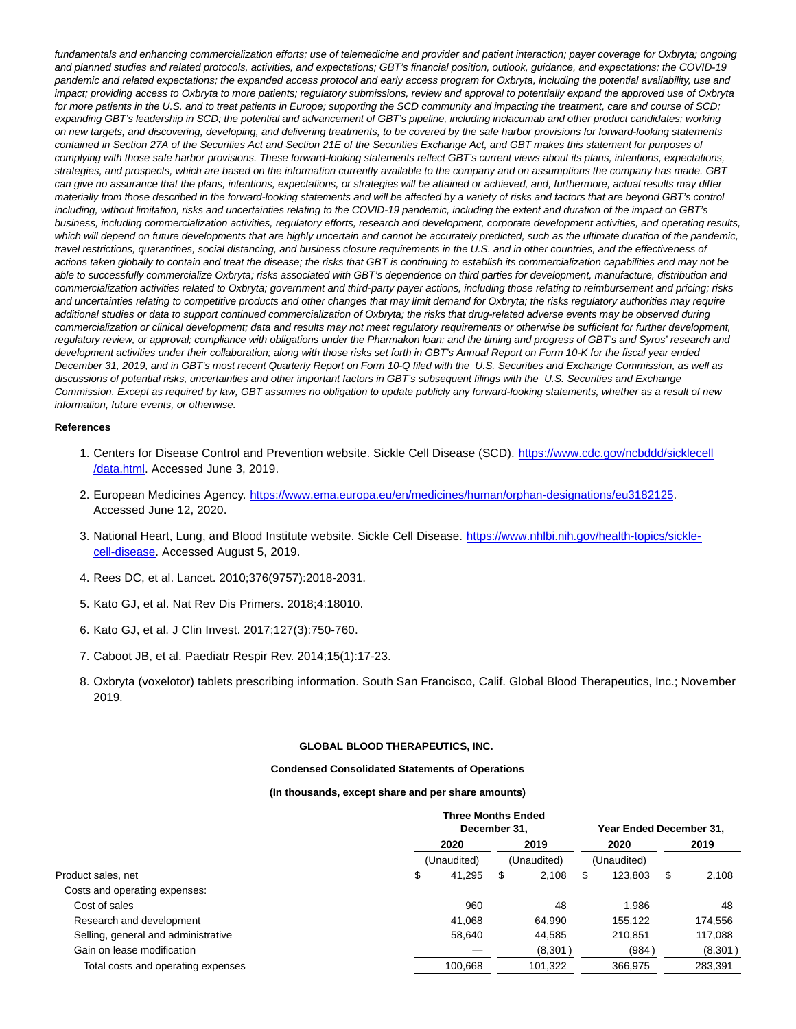*fundamentals and enhancing commercialization efforts; use of telemedicine and provider and patient interaction; payer coverage for Oxbryta; ongoing and planned studies and related protocols, activities, and expectations; GBT's financial position, outlook, guidance, and expectations; the COVID-19 pandemic and related expectations; the expanded access protocol and early access program for Oxbryta, including the potential availability, use and impact; providing access to Oxbryta to more patients; regulatory submissions, review and approval to potentially expand the approved use of Oxbryta for more patients in the U.S. and to treat patients in Europe; supporting the SCD community and impacting the treatment, care and course of SCD; expanding GBT's leadership in SCD; the potential and advancement of GBT's pipeline, including inclacumab and other product candidates; working on new targets, and discovering, developing, and delivering treatments, to be covered by the safe harbor provisions for forward-looking statements contained in Section 27A of the Securities Act and Section 21E of the Securities Exchange Act, and GBT makes this statement for purposes of complying with those safe harbor provisions. These forward-looking statements reflect GBT's current views about its plans, intentions, expectations, strategies, and prospects, which are based on the information currently available to the company and on assumptions the company has made. GBT can give no assurance that the plans, intentions, expectations, or strategies will be attained or achieved, and, furthermore, actual results may differ materially from those described in the forward-looking statements and will be affected by a variety of risks and factors that are beyond GBT's control including, without limitation, risks and uncertainties relating to the COVID-19 pandemic, including the extent and duration of the impact on GBT's business, including commercialization activities, regulatory efforts, research and development, corporate development activities, and operating results, which will depend on future developments that are highly uncertain and cannot be accurately predicted, such as the ultimate duration of the pandemic, travel restrictions, quarantines, social distancing, and business closure requirements in the U.S. and in other countries, and the effectiveness of actions taken globally to contain and treat the disease; the risks that GBT is continuing to establish its commercialization capabilities and may not be able to successfully commercialize Oxbryta; risks associated with GBT's dependence on third parties for development, manufacture, distribution and commercialization activities related to Oxbryta; government and third-party payer actions, including those relating to reimbursement and pricing; risks and uncertainties relating to competitive products and other changes that may limit demand for Oxbryta; the risks regulatory authorities may require additional studies or data to support continued commercialization of Oxbryta; the risks that drug-related adverse events may be observed during commercialization or clinical development; data and results may not meet regulatory requirements or otherwise be sufficient for further development, regulatory review, or approval; compliance with obligations under the Pharmakon loan; and the timing and progress of GBT's and Syros' research and development activities under their collaboration; along with those risks set forth in GBT's Annual Report on Form 10-K for the fiscal year ended December 31, 2019, and in GBT's most recent Quarterly Report on Form 10-Q filed with the U.S. Securities and Exchange Commission, as well as discussions of potential risks, uncertainties and other important factors in GBT's subsequent filings with the U.S. Securities and Exchange Commission. Except as required by law, GBT assumes no obligation to update publicly any forward-looking statements, whether as a result of new information, future events, or otherwise.*

**References**

1. Centers for Disease Control and Prevention website. Sickle Cell Disease (SCD). https://www.cdc.gov/ncbddd/sicklecell/data.html. Accessed June 3, 2019.
2. European Medicines Agency. https://www.ema.europa.eu/en/medicines/human/orphan-designations/eu3182125. Accessed June 12, 2020.
3. National Heart, Lung, and Blood Institute website. Sickle Cell Disease. https://www.nhlbi.nih.gov/health-topics/sickle-cell-disease. Accessed August 5, 2019.
4. Rees DC, et al. Lancet. 2010;376(9757):2018-2031.
5. Kato GJ, et al. Nat Rev Dis Primers. 2018;4:18010.
6. Kato GJ, et al. J Clin Invest. 2017;127(3):750-760.
7. Caboot JB, et al. Paediatr Respir Rev. 2014;15(1):17-23.
8. Oxbryta (voxelotor) tablets prescribing information. South San Francisco, Calif. Global Blood Therapeutics, Inc.; November 2019.

**GLOBAL BLOOD THERAPEUTICS, INC.**

**Condensed Consolidated Statements of Operations**

**(In thousands, except share and per share amounts)**

| | Three Months Ended December 31, | | Year Ended December 31, | |
|---|---|---|---|---|
| | **2020** | **2019** | **2020** | **2019** |
| | (Unaudited) | (Unaudited) | (Unaudited) | |
| Product sales, net | $ 41,295 | $ 2,108 | $ 123,803 | $ 2,108 |
| Costs and operating expenses: | | | | |
| Cost of sales | 960 | 48 | 1,986 | 48 |
| Research and development | 41,068 | 64,990 | 155,122 | 174,556 |
| Selling, general and administrative | 58,640 | 44,585 | 210,851 | 117,088 |
| Gain on lease modification | — | (8,301) | (984) | (8,301) |
| Total costs and operating expenses | 100,668 | 101,322 | 366,975 | 283,391 |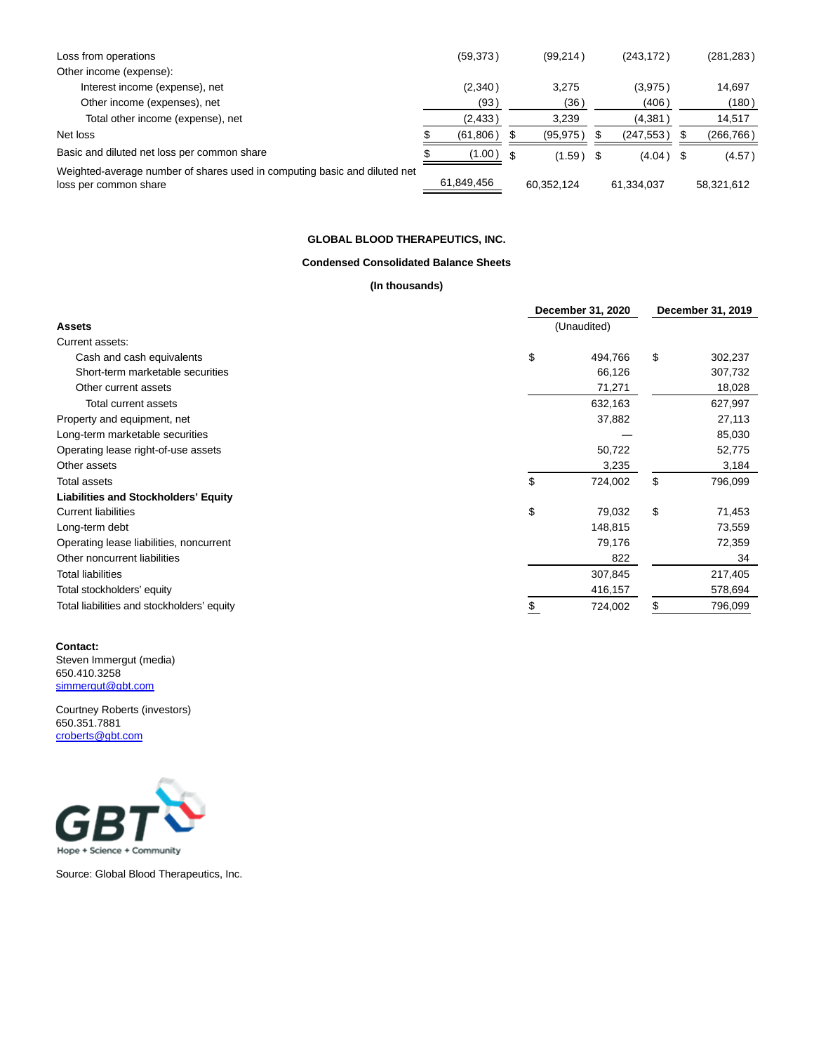| | | | | |
|---|---|---|---|---|
| Loss from operations | (59,373) | (99,214) | (243,172) | (281,283) |
| Other income (expense): | | | | |
| Interest income (expense), net | (2,340) | 3,275 | (3,975) | 14,697 |
| Other income (expenses), net | (93) | (36) | (406) | (180) |
| Total other income (expense), net | (2,433) | 3,239 | (4,381) | 14,517 |
| Net loss | $ (61,806) | $ (95,975) | $ (247,553) | $ (266,766) |
| Basic and diluted net loss per common share | $ (1.00) | $ (1.59) | $ (4.04) | $ (4.57) |
| Weighted-average number of shares used in computing basic and diluted net loss per common share | 61,849,456 | 60,352,124 | 61,334,037 | 58,321,612 |

**GLOBAL BLOOD THERAPEUTICS, INC.**

**Condensed Consolidated Balance Sheets**

**(In thousands)**

| | December 31, 2020 | December 31, 2019 |
|---|---|---|
| **Assets** | (Unaudited) | |
| Current assets: | | |
| Cash and cash equivalents | $ 494,766 | $ 302,237 |
| Short-term marketable securities | 66,126 | 307,732 |
| Other current assets | 71,271 | 18,028 |
| Total current assets | 632,163 | 627,997 |
| Property and equipment, net | 37,882 | 27,113 |
| Long-term marketable securities | — | 85,030 |
| Operating lease right-of-use assets | 50,722 | 52,775 |
| Other assets | 3,235 | 3,184 |
| Total assets | $ 724,002 | $ 796,099 |
| **Liabilities and Stockholders' Equity** | | |
| Current liabilities | $ 79,032 | $ 71,453 |
| Long-term debt | 148,815 | 73,559 |
| Operating lease liabilities, noncurrent | 79,176 | 72,359 |
| Other noncurrent liabilities | 822 | 34 |
| Total liabilities | 307,845 | 217,405 |
| Total stockholders' equity | 416,157 | 578,694 |
| Total liabilities and stockholders' equity | $ 724,002 | $ 796,099 |

**Contact:**
Steven Immergut (media)
650.410.3258
simmergut@gbt.com

Courtney Roberts (investors)
650.351.7881
croberts@gbt.com

GBT
Hope + Science + Community

Source: Global Blood Therapeutics, Inc.